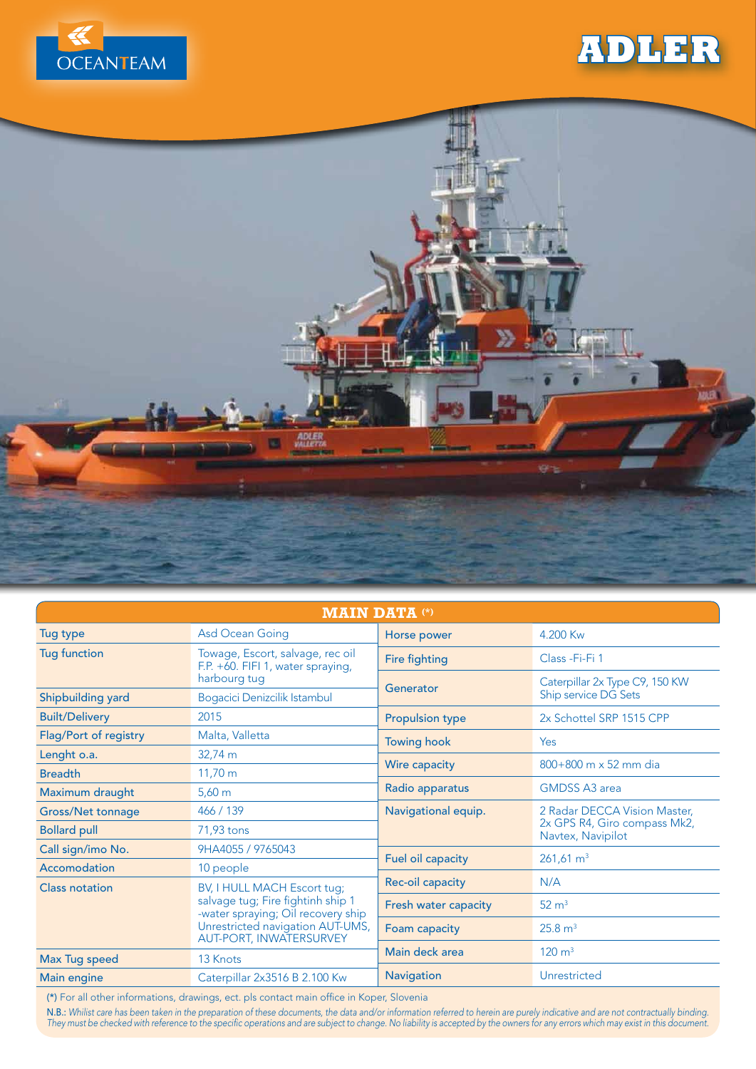OCEANTEAM

# ADLER

## MAIN DATA (*)

| Tug type | Asd Ocean Going |
|---|---|
| Tug function | Towage, Escort, salvage, rec oil F.P. +60. FIFI 1, water spraying, harbourg tug |
| Shipbuilding yard | Bogacici Denizcilik Istambul |
| Built/Delivery | 2015 |
| Flag/Port of registry | Malta, Valletta |
| Lenght o.a. | 32,74 m |
| Breadth | 11,70 m |
| Maximum draught | 5,60 m |
| Gross/Net tonnage | 466 / 139 |
| Bollard pull | 71,93 tons |
| Call sign/imo No. | 9HA4055 / 9765043 |
| Accomodation | 10 people |
| Class notation | BV, I HULL MACH Escort tug; salvage tug; Fire fightinh ship 1 -water spraying; Oil recovery ship Unrestricted navigation AUT-UMS, AUT-PORT, INWATERSURVEY |
| Max Tug speed | 13 Knots |
| Main engine | Caterpillar 2x3516 B 2.100 Kw |

| Horse power | 4.200 Kw |
|---|---|
| Fire fighting | Class -Fi-Fi 1 |
| Generator | Caterpillar 2x Type C9, 150 KW Ship service DG Sets |
| Propulsion type | 2x Schottel SRP 1515 CPP |
| Towing hook | Yes |
| Wire capacity | 800+800 m x 52 mm dia |
| Radio apparatus | GMDSS A3 area |
| Navigational equip. | 2 Radar DECCA Vision Master, 2x GPS R4, Giro compass Mk2, Navtex, Navipilot |
| Fuel oil capacity | 261,61 m$^3$ |
| Rec-oil capacity | N/A |
| Fresh water capacity | 52 m$^3$ |
| Foam capacity | 25.8 m$^3$ |
| Main deck area | 120 m$^3$ |
| Navigation | Unrestricted |

(*) For all other informations, drawings, ect. pls contact main office in Koper, Slovenia

N.B.: *Whilist care has been taken in the preparation of these documents, the data and/or information referred to herein are purely indicative and are not contractually binding. They must be checked with reference to the specific operations and are subject to change. No liability is accepted by the owners for any errors which may exist in this document.*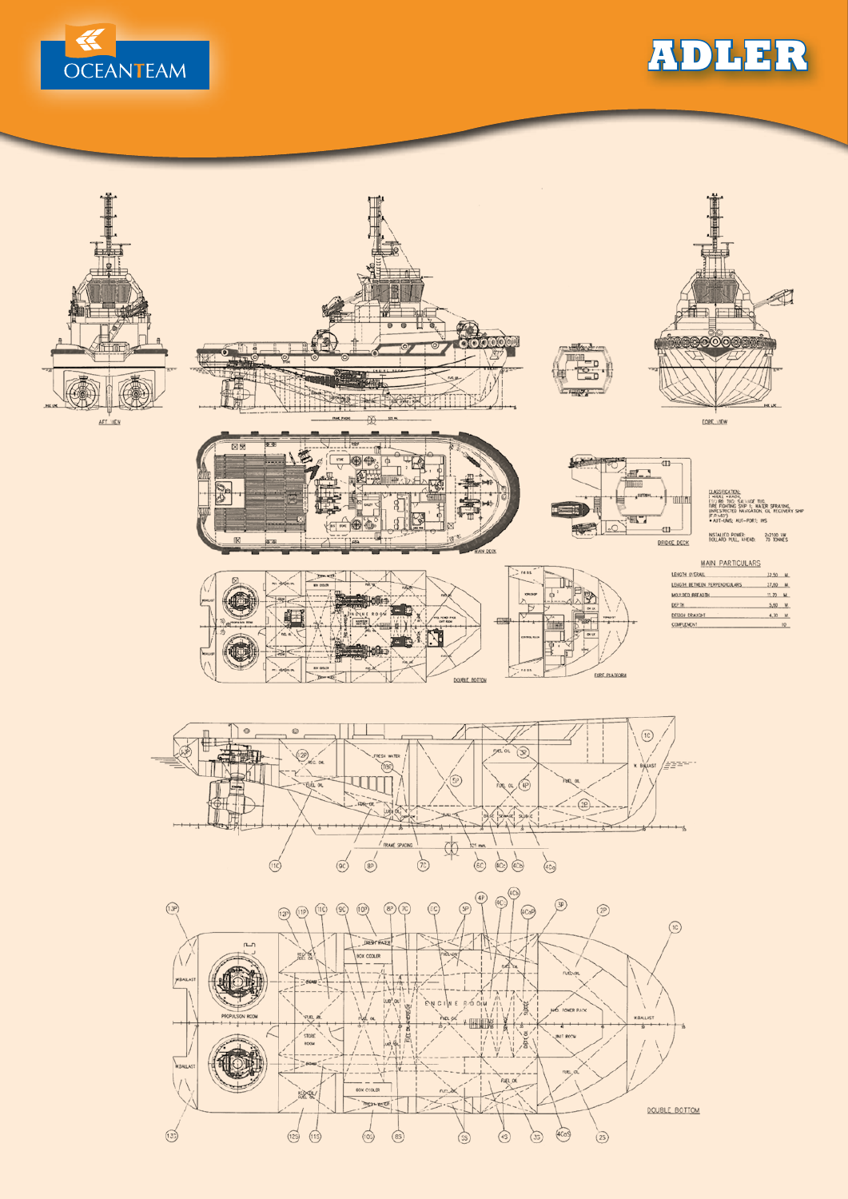# ADLER

CLASSIFICATION:
I ✠HULL ✠MACH.
(*U) RB TUG, SALVAGE TUG,
FIRE FIGHTING SHIP 1; WATER SPRAYING,
UNRESTRICTED NAVIGATION, OIL RECOVERY SHIP
(F.P.<60°)
✠ AUT-UMS, AUT-PORT, IWS

INSTALLED POWER: 2x2100 kW
BOLLARD PULL AHEAD: 70 TONNES

## MAIN PARTICULARS

| | | |
|---|---|---|
| LENGTH OVERALL | 32,50 | M. |
| LENGTH BETWEEN PERPENDICULARS | 27,80 | M. |
| MOULDED BREADTH | 11,70 | M. |
| DEPTH | 5,60 | M. |
| DESIGN DRAUGHT | 4,70 | M. |
| COMPLEMENT | | 10 |